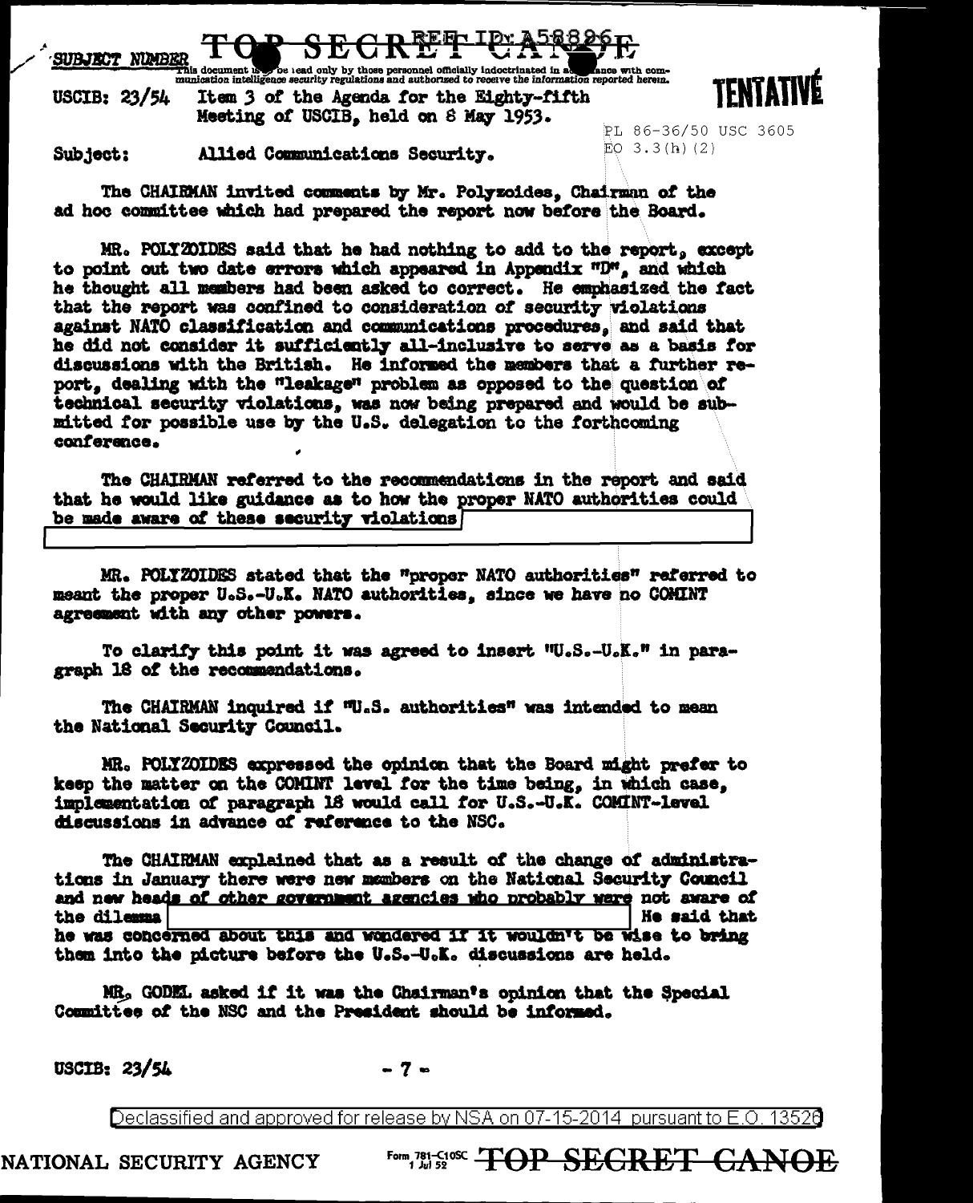SUBJECT NUMBER

This document is to be read only by those personnel officially indoctrinated in accordance with communication intelligence security regulations and authorized to receive the information reported herein.

**TENTATIVE**

USCIB: 23/54 Item 3 of the Agenda for the Eighty-fifth Meeting of USCIB, held on 8 May 1953.

PL 86-36/50 USC 3605
EO 3.3(h)(2)

Subject: Allied Communications Security.

The CHAIRMAN invited comments by Mr. Polyzoides, Chairman of the ad hoc committee which had prepared the report now before the Board.

MR. POLYZOIDES said that he had nothing to add to the report, except to point out two date errors which appeared in Appendix "D", and which he thought all members had been asked to correct. He emphasized the fact that the report was confined to consideration of security violations against NATO classification and communications procedures, and said that he did not consider it sufficiently all-inclusive to serve as a basis for discussions with the British. He informed the members that a further report, dealing with the "leakage" problem as opposed to the question of technical security violations, was now being prepared and would be submitted for possible use by the U.S. delegation to the forthcoming conference.

The CHAIRMAN referred to the recommendations in the report and said that he would like guidance as to how the proper NATO authorities could be made aware of these security violations [REDACTED]

MR. POLYZOIDES stated that the "proper NATO authorities" referred to meant the proper U.S.-U.K. NATO authorities, since we have no COMINT agreement with any other powers.

To clarify this point it was agreed to insert "U.S.-U.K." in paragraph 18 of the recommendations.

The CHAIRMAN inquired if "U.S. authorities" was intended to mean the National Security Council.

MR. POLYZOIDES expressed the opinion that the Board might prefer to keep the matter on the COMINT level for the time being, in which case, implementation of paragraph 18 would call for U.S.-U.K. COMINT-level discussions in advance of reference to the NSC.

The CHAIRMAN explained that as a result of the change of administrations in January there were new members on the National Security Council and new heads of other government agencies who probably were not aware of the dilemma [REDACTED] He said that he was concerned about this and wondered if it wouldn't be wise to bring them into the picture before the U.S.-U.K. discussions are held.

MR. GODEL asked if it was the Chairman's opinion that the Special Committee of the NSC and the President should be informed.

USCIB: 23/54

Declassified and approved for release by NSA on 07-15-2014 pursuant to E.O. 13526

NATIONAL SECURITY AGENCY Form 781-C10SC 1 Jul 52 TOP SECRET CANOE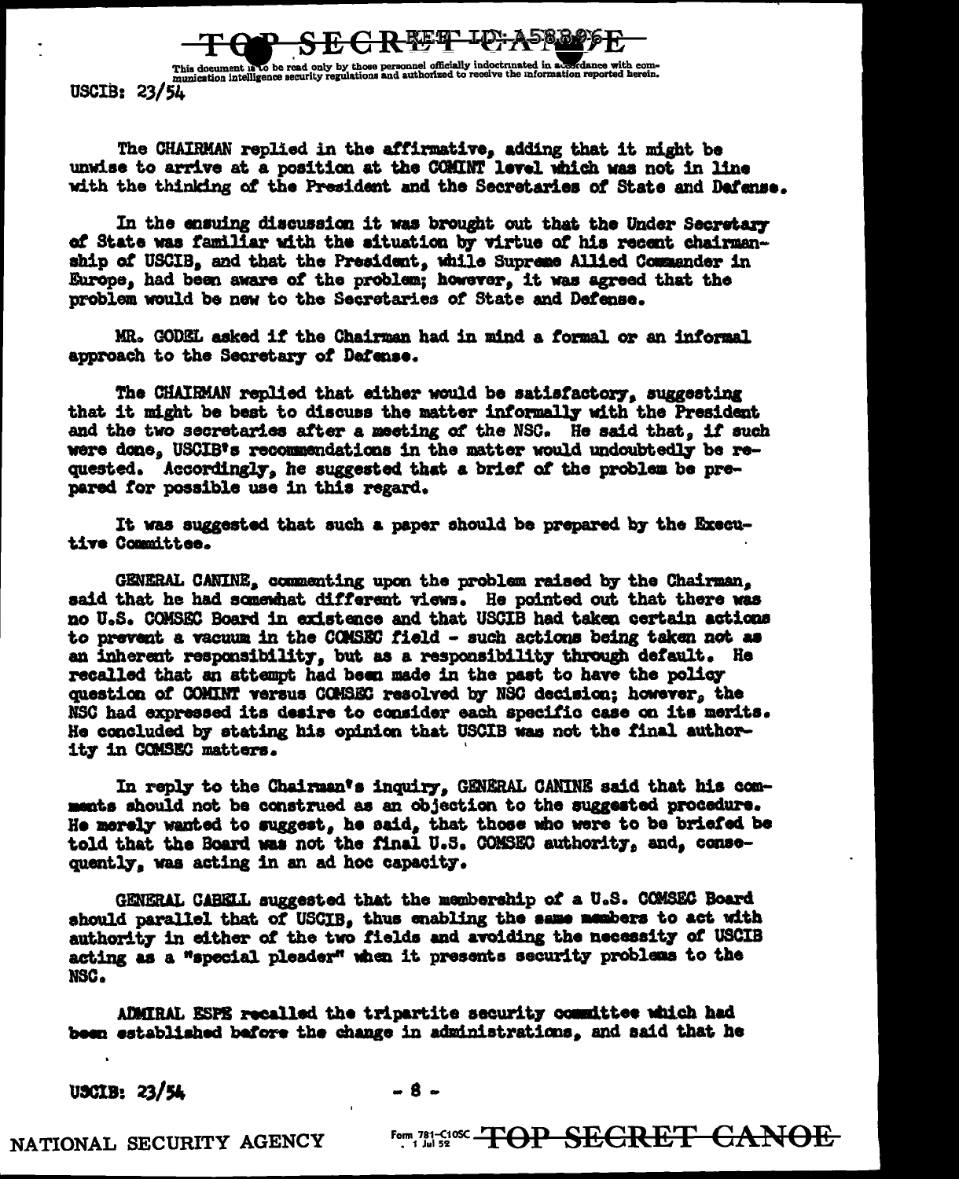The CHAIRMAN replied in the affirmative, adding that it might be unwise to arrive at a position at the COMINT level which was not in line with the thinking of the President and the Secretaries of State and Defense.

In the ensuing discussion it was brought out that the Under Secretary of State was familiar with the situation by virtue of his recent chairmanship of USCIB, and that the President, while Supreme Allied Commander in Europe, had been aware of the problem; however, it was agreed that the problem would be new to the Secretaries of State and Defense.

MR. GODEL asked if the Chairman had in mind a formal or an informal approach to the Secretary of Defense.

The CHAIRMAN replied that either would be satisfactory, suggesting that it might be best to discuss the matter informally with the President and the two secretaries after a meeting of the NSC. He said that, if such were done, USCIB's recommendations in the matter would undoubtedly be requested. Accordingly, he suggested that a brief of the problem be prepared for possible use in this regard.

It was suggested that such a paper should be prepared by the Executive Committee.

GENERAL CANINE, commenting upon the problem raised by the Chairman, said that he had somewhat different views. He pointed out that there was no U.S. COMSEC Board in existence and that USCIB had taken certain actions to prevent a vacuum in the COMSEC field - such actions being taken not as an inherent responsibility, but as a responsibility through default. He recalled that an attempt had been made in the past to have the policy question of COMINT versus COMSEC resolved by NSC decision; however, the NSC had expressed its desire to consider each specific case on its merits. He concluded by stating his opinion that USCIB was not the final authority in COMSEC matters.

In reply to the Chairman's inquiry, GENERAL CANINE said that his comments should not be construed as an objection to the suggested procedure. He merely wanted to suggest, he said, that those who were to be briefed be told that the Board was not the final U.S. COMSEC authority, and, consequently, was acting in an ad hoc capacity.

GENERAL CABELL suggested that the membership of a U.S. COMSEC Board should parallel that of USCIB, thus enabling the same members to act with authority in either of the two fields and avoiding the necessity of USCIB acting as a "special pleader" when it presents security problems to the NSC.

ADMIRAL ESPE recalled the tripartite security committee which had been established before the change in administrations, and said that he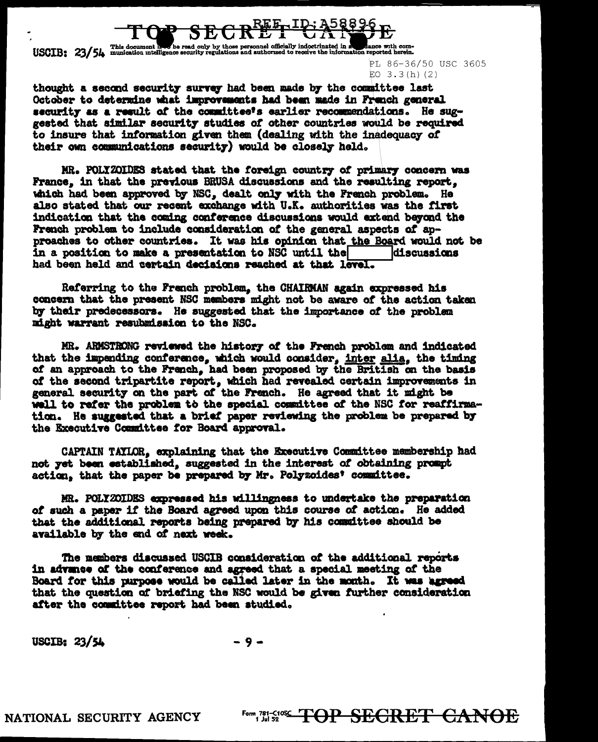thought a second security survey had been made by the committee last October to determine what improvements had been made in French general security as a result of the committee's earlier recommendations. He suggested that similar security studies of other countries would be required to insure that information given them (dealing with the inadequacy of their own communications security) would be closely held.

MR. POLYZOIDES stated that the foreign country of primary concern was France, in that the previous BRUSA discussions and the resulting report, which had been approved by NSC, dealt only with the French problem. He also stated that our recent exchange with U.K. authorities was the first indication that the coming conference discussions would extend beyond the French problem to include consideration of the general aspects of approaches to other countries. It was his opinion that the Board would not be in a position to make a presentation to NSC until the [ ] discussions had been held and certain decisions reached at that level.

Referring to the French problem, the CHAIRMAN again expressed his concern that the present NSC members might not be aware of the action taken by their predecessors. He suggested that the importance of the problem might warrant resubmission to the NSC.

MR. ARMSTRONG reviewed the history of the French problem and indicated that the impending conference, which would consider, _inter alia_, the timing of an approach to the French, had been proposed by the British on the basis of the second tripartite report, which had revealed certain improvements in general security on the part of the French. He agreed that it might be well to refer the problem to the special committee of the NSC for reaffirmation. He suggested that a brief paper reviewing the problem be prepared by the Executive Committee for Board approval.

CAPTAIN TAYLOR, explaining that the Executive Committee membership had not yet been established, suggested in the interest of obtaining prompt action, that the paper be prepared by Mr. Polyzoides' committee.

MR. POLYZOIDES expressed his willingness to undertake the preparation of such a paper if the Board agreed upon this course of action. He added that the additional reports being prepared by his committee should be available by the end of next week.

The members discussed USCIB consideration of the additional reports in advance of the conference and agreed that a special meeting of the Board for this purpose would be called later in the month. It was agreed that the question of briefing the NSC would be given further consideration after the committee report had been studied.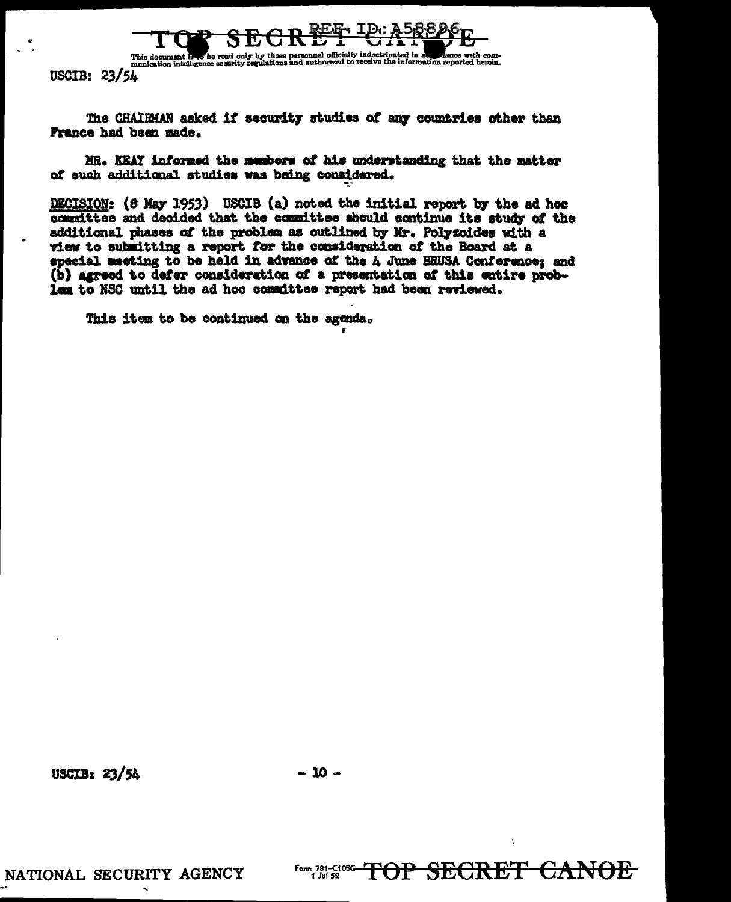USCIB: 23/54

The CHAIRMAN asked if security studies of any countries other than France had been made.

MR. KEAY informed the members of his understanding that the matter of such additional studies was being considered.

DECISION: (8 May 1953) USCIB (a) noted the initial report by the ad hoc committee and decided that the committee should continue its study of the additional phases of the problem as outlined by Mr. Polyzoides with a view to submitting a report for the consideration of the Board at a special meeting to be held in advance of the 4 June BRUSA Conference; and (b) agreed to defer consideration of a presentation of this entire problem to NSC until the ad hoc committee report had been reviewed.

This item to be continued on the agenda.

USCIB: 23/54